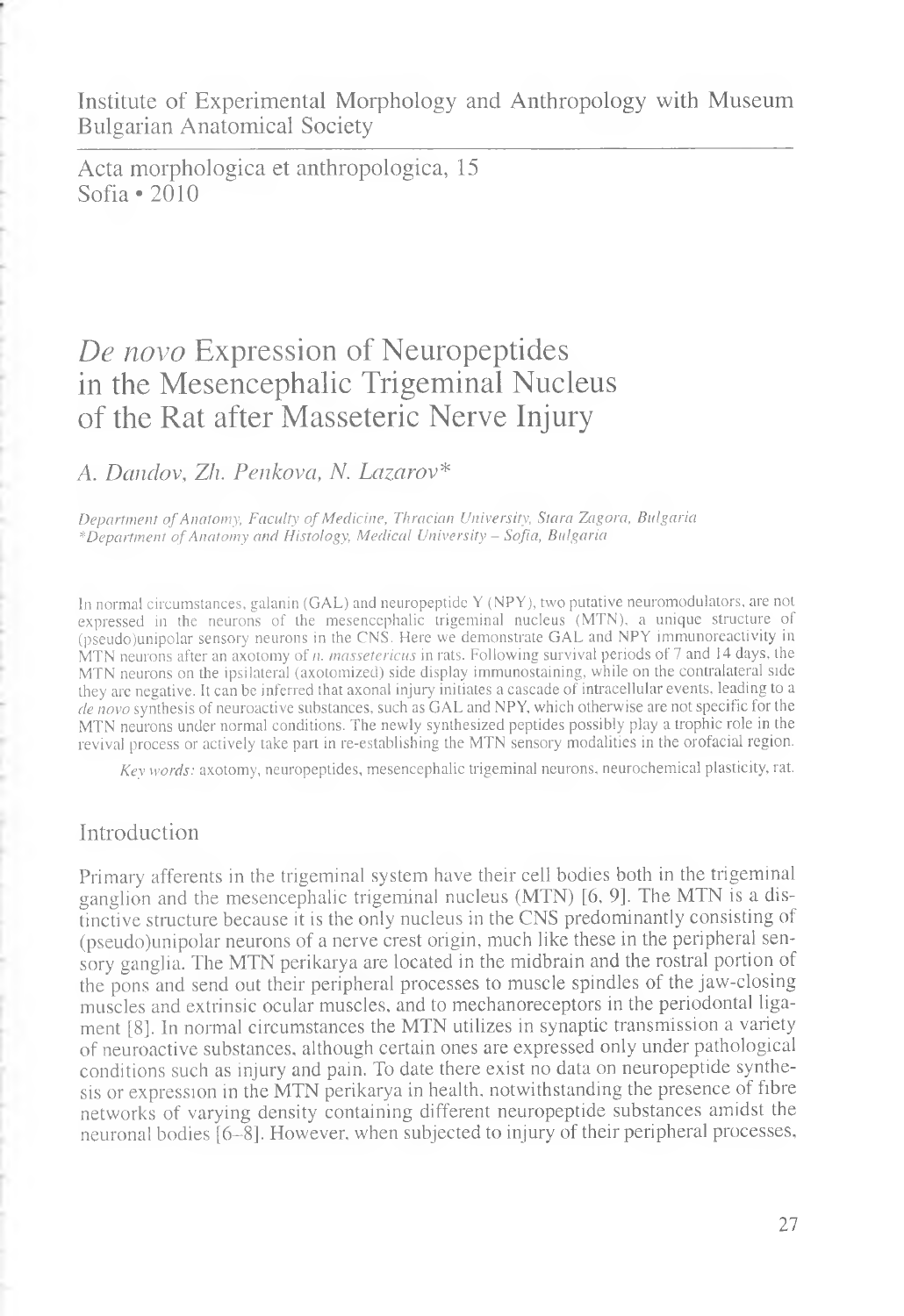Institute of Experimental Morphology and Anthropology with Museum
Bulgarian Anatomical Society

Acta morphologica et anthropologica, 15
Sofia • 2010

# *De novo* Expression of Neuropeptides in the Mesencephalic Trigeminal Nucleus of the Rat after Masseteric Nerve Injury

*A. Dandov, Zh. Penkova, N. Lazarov\**

*Department of Anatomy, Faculty of Medicine, Thracian University, Stara Zagora, Bulgaria*
*\*Department of Anatomy and Histology, Medical University – Sofia, Bulgaria*

In normal circumstances, galanin (GAL) and neuropeptide Y (NPY), two putative neuromodulators, are not expressed in the neurons of the mesencephalic trigeminal nucleus (MTN), a unique structure of (pseudo)unipolar sensory neurons in the CNS. Here we demonstrate GAL and NPY immunoreactivity in MTN neurons after an axotomy of *n. massetericus* in rats. Following survival periods of 7 and 14 days, the MTN neurons on the ipsilateral (axotomized) side display immunostaining, while on the contralateral side they are negative. It can be inferred that axonal injury initiates a cascade of intracellular events, leading to a *de novo* synthesis of neuroactive substances, such as GAL and NPY, which otherwise are not specific for the MTN neurons under normal conditions. The newly synthesized peptides possibly play a trophic role in the revival process or actively take part in re-establishing the MTN sensory modalities in the orofacial region.

*Key words:* axotomy, neuropeptides, mesencephalic trigeminal neurons, neurochemical plasticity, rat.

## Introduction

Primary afferents in the trigeminal system have their cell bodies both in the trigeminal ganglion and the mesencephalic trigeminal nucleus (MTN) [6, 9]. The MTN is a distinctive structure because it is the only nucleus in the CNS predominantly consisting of (pseudo)unipolar neurons of a nerve crest origin, much like these in the peripheral sensory ganglia. The MTN perikarya are located in the midbrain and the rostral portion of the pons and send out their peripheral processes to muscle spindles of the jaw-closing muscles and extrinsic ocular muscles, and to mechanoreceptors in the periodontal ligament [8]. In normal circumstances the MTN utilizes in synaptic transmission a variety of neuroactive substances, although certain ones are expressed only under pathological conditions such as injury and pain. To date there exist no data on neuropeptide synthesis or expression in the MTN perikarya in health, notwithstanding the presence of fibre networks of varying density containing different neuropeptide substances amidst the neuronal bodies [6–8]. However, when subjected to injury of their peripheral processes,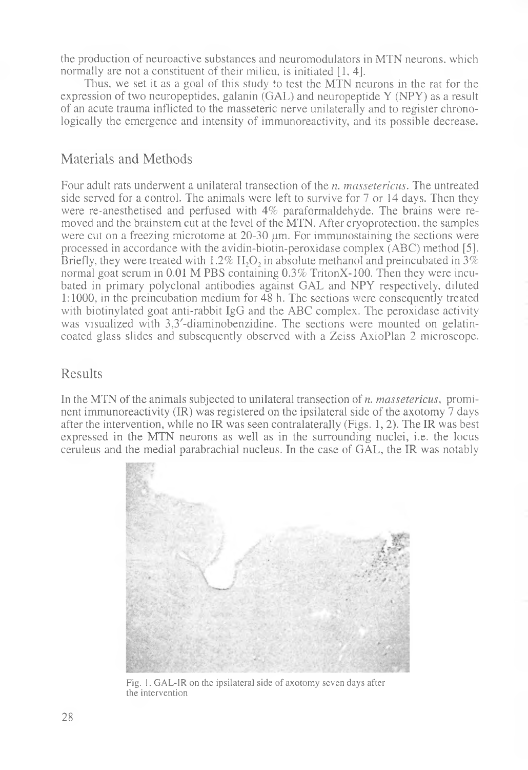the production of neuroactive substances and neuromodulators in MTN neurons, which normally are not a constituent of their milieu, is initiated [1, 4].

Thus, we set it as a goal of this study to test the MTN neurons in the rat for the expression of two neuropeptides, galanin (GAL) and neuropeptide Y (NPY) as a result of an acute trauma inflicted to the masseteric nerve unilaterally and to register chronologically the emergence and intensity of immunoreactivity, and its possible decrease.

## Materials and Methods

Four adult rats underwent a unilateral transection of the *n. massetericus*. The untreated side served for a control. The animals were left to survive for 7 or 14 days. Then they were re-anesthetised and perfused with 4% paraformaldehyde. The brains were removed and the brainstem cut at the level of the MTN. After cryoprotection, the samples were cut on a freezing microtome at 20-30 μm. For immunostaining the sections were processed in accordance with the avidin-biotin-peroxidase complex (ABC) method [5]. Briefly, they were treated with 1.2% $H_2O_2$ in absolute methanol and preincubated in 3% normal goat serum in 0.01 M PBS containing 0.3% TritonX-100. Then they were incubated in primary polyclonal antibodies against GAL and NPY respectively, diluted 1:1000, in the preincubation medium for 48 h. The sections were consequently treated with biotinylated goat anti-rabbit IgG and the ABC complex. The peroxidase activity was visualized with 3,3′-diaminobenzidine. The sections were mounted on gelatin-coated glass slides and subsequently observed with a Zeiss AxioPlan 2 microscope.

## Results

In the MTN of the animals subjected to unilateral transection of *n. massetericus*, prominent immunoreactivity (IR) was registered on the ipsilateral side of the axotomy 7 days after the intervention, while no IR was seen contralaterally (Figs. 1, 2). The IR was best expressed in the MTN neurons as well as in the surrounding nuclei, i.e. the locus ceruleus and the medial parabrachial nucleus. In the case of GAL, the IR was notably

Fig. 1. GAL-IR on the ipsilateral side of axotomy seven days after the intervention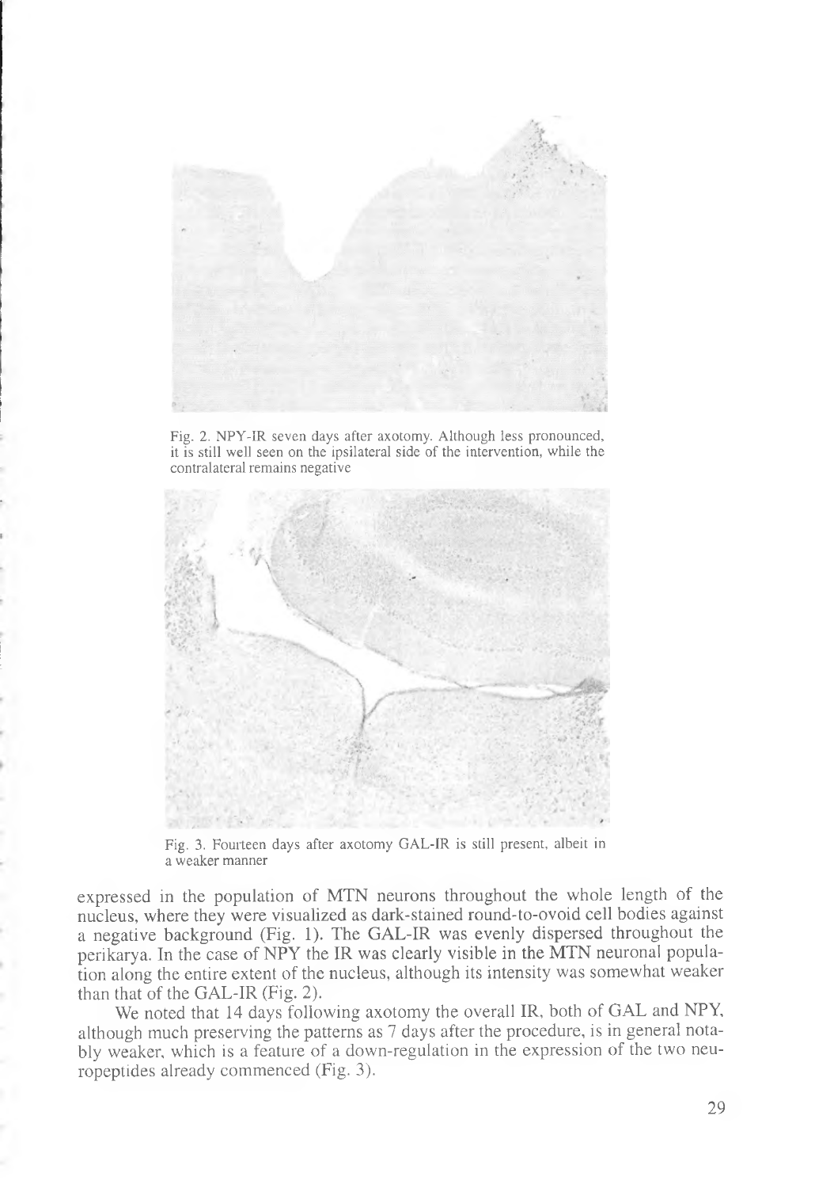Fig. 2. NPY-IR seven days after axotomy. Although less pronounced, it is still well seen on the ipsilateral side of the intervention, while the contralateral remains negative

Fig. 3. Fourteen days after axotomy GAL-IR is still present, albeit in a weaker manner

expressed in the population of MTN neurons throughout the whole length of the nucleus, where they were visualized as dark-stained round-to-ovoid cell bodies against a negative background (Fig. 1). The GAL-IR was evenly dispersed throughout the perikarya. In the case of NPY the IR was clearly visible in the MTN neuronal population along the entire extent of the nucleus, although its intensity was somewhat weaker than that of the GAL-IR (Fig. 2).

We noted that 14 days following axotomy the overall IR, both of GAL and NPY, although much preserving the patterns as 7 days after the procedure, is in general notably weaker, which is a feature of a down-regulation in the expression of the two neuropeptides already commenced (Fig. 3).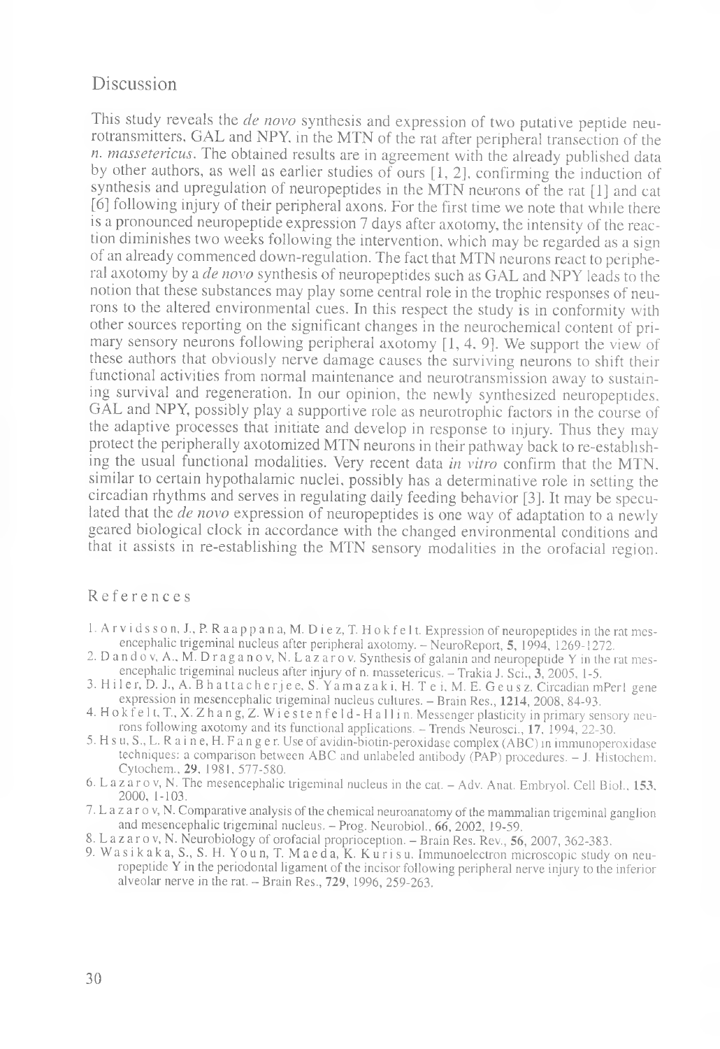## Discussion

This study reveals the *de novo* synthesis and expression of two putative peptide neurotransmitters, GAL and NPY, in the MTN of the rat after peripheral transection of the *n. massetericus*. The obtained results are in agreement with the already published data by other authors, as well as earlier studies of ours [1, 2], confirming the induction of synthesis and upregulation of neuropeptides in the MTN neurons of the rat [1] and cat [6] following injury of their peripheral axons. For the first time we note that while there is a pronounced neuropeptide expression 7 days after axotomy, the intensity of the reaction diminishes two weeks following the intervention, which may be regarded as a sign of an already commenced down-regulation. The fact that MTN neurons react to peripheral axotomy by a *de novo* synthesis of neuropeptides such as GAL and NPY leads to the notion that these substances may play some central role in the trophic responses of neurons to the altered environmental cues. In this respect the study is in conformity with other sources reporting on the significant changes in the neurochemical content of primary sensory neurons following peripheral axotomy [1, 4, 9]. We support the view of these authors that obviously nerve damage causes the surviving neurons to shift their functional activities from normal maintenance and neurotransmission away to sustaining survival and regeneration. In our opinion, the newly synthesized neuropeptides. GAL and NPY, possibly play a supportive role as neurotrophic factors in the course of the adaptive processes that initiate and develop in response to injury. Thus they may protect the peripherally axotomized MTN neurons in their pathway back to re-establishing the usual functional modalities. Very recent data *in vitro* confirm that the MTN. similar to certain hypothalamic nuclei, possibly has a determinative role in setting the circadian rhythms and serves in regulating daily feeding behavior [3]. It may be speculated that the *de novo* expression of neuropeptides is one way of adaptation to a newly geared biological clock in accordance with the changed environmental conditions and that it assists in re-establishing the MTN sensory modalities in the orofacial region.

## References

1. Arvidsson, J., P. Raappana, M. Diez, T. Hokfelt. Expression of neuropeptides in the rat mesencephalic trigeminal nucleus after peripheral axotomy. – NeuroReport, **5**, 1994, 1269-1272.
2. Dandov, A., M. Draganov, N. Lazarov. Synthesis of galanin and neuropeptide Y in the rat mesencephalic trigeminal nucleus after injury of n. massetericus. – Trakia J. Sci., **3**, 2005, 1-5.
3. Hiler, D. J., A. Bhattacherjee, S. Yamazaki, H. Tei, M. E. Geusz. Circadian mPer1 gene expression in mesencephalic trigeminal nucleus cultures. – Brain Res., **1214**, 2008, 84-93.
4. Hokfelt, T., X. Zhang, Z. Wiestenfeld-Hallin. Messenger plasticity in primary sensory neurons following axotomy and its functional applications. – Trends Neurosci., **17**, 1994, 22-30.
5. Hsu, S., L. Raine, H. Fanger. Use of avidin-biotin-peroxidase complex (ABC) in immunoperoxidase techniques: a comparison between ABC and unlabeled antibody (PAP) procedures. – J. Histochem. Cytochem., **29**, 1981, 577-580.
6. Lazarov, N. The mesencephalic trigeminal nucleus in the cat. – Adv. Anat. Embryol. Cell Biol., **153**, 2000, 1-103.
7. Lazarov, N. Comparative analysis of the chemical neuroanatomy of the mammalian trigeminal ganglion and mesencephalic trigeminal nucleus. – Prog. Neurobiol., **66**, 2002, 19-59.
8. Lazarov, N. Neurobiology of orofacial proprioception. – Brain Res. Rev., **56**, 2007, 362-383.
9. Wasikaka, S., S. H. Youn, T. Maeda, K. Kurisu. Immunoelectron microscopic study on neuropeptide Y in the periodontal ligament of the incisor following peripheral nerve injury to the inferior alveolar nerve in the rat. – Brain Res., **729**, 1996, 259-263.